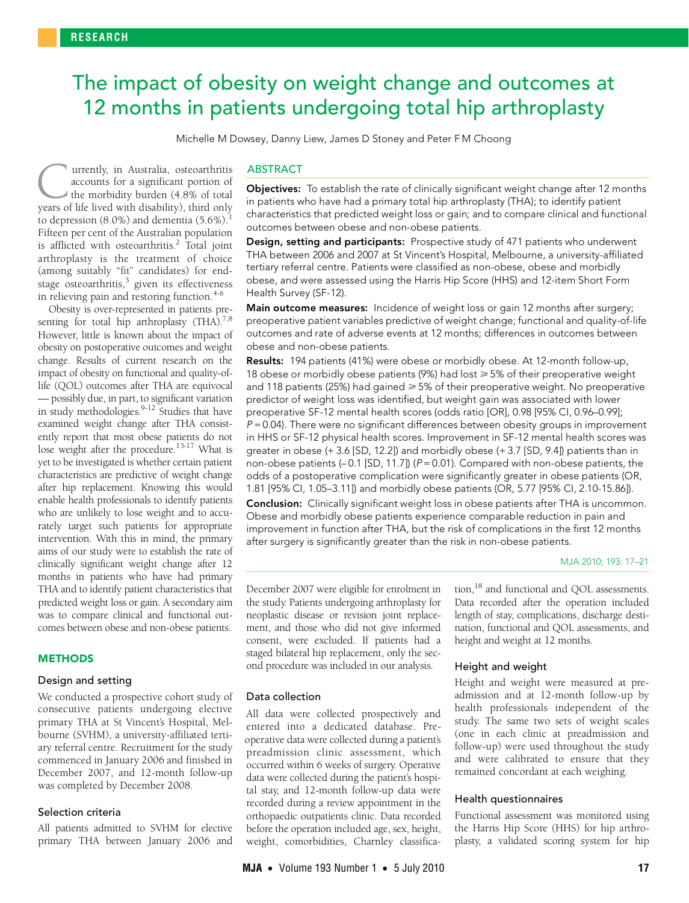# The impact of obesity on weight change and outcomes at 12 months in patients undergoing total hip arthroplasty

Michelle M Dowsey, Danny Liew, James D Stoney and Peter F M Choong

## ABSTRACT

**Objectives:** To establish the rate of clinically significant weight change after 12 months in patients who have had a primary total hip arthroplasty (THA); to identify patient characteristics that predicted weight loss or gain; and to compare clinical and functional outcomes between obese and non-obese patients.

**Design, setting and participants:** Prospective study of 471 patients who underwent THA between 2006 and 2007 at St Vincent's Hospital, Melbourne, a university-affiliated tertiary referral centre. Patients were classified as non-obese, obese and morbidly obese, and were assessed using the Harris Hip Score (HHS) and 12-item Short Form Health Survey (SF-12).

**Main outcome measures:** Incidence of weight loss or gain 12 months after surgery; preoperative patient variables predictive of weight change; functional and quality-of-life outcomes and rate of adverse events at 12 months; differences in outcomes between obese and non-obese patients.

**Results:** 194 patients (41%) were obese or morbidly obese. At 12-month follow-up, 18 obese or morbidly obese patients (9%) had lost ≥ 5% of their preoperative weight and 118 patients (25%) had gained ≥ 5% of their preoperative weight. No preoperative predictor of weight loss was identified, but weight gain was associated with lower preoperative SF-12 mental health scores (odds ratio [OR], 0.98 [95% CI, 0.96–0.99]; $P = 0.04$). There were no significant differences between obesity groups in improvement in HHS or SF-12 physical health scores. Improvement in SF-12 mental health scores was greater in obese (+ 3.6 [SD, 12.2]) and morbidly obese (+ 3.7 [SD, 9.4]) patients than in non-obese patients (– 0.1 [SD, 11.7]) ($P = 0.01$). Compared with non-obese patients, the odds of a postoperative complication were significantly greater in obese patients (OR, 1.81 [95% CI, 1.05–3.11]) and morbidly obese patients (OR, 5.77 [95% CI, 2.10-15.86]).

**Conclusion:** Clinically significant weight loss in obese patients after THA is uncommon. Obese and morbidly obese patients experience comparable reduction in pain and improvement in function after THA, but the risk of complications in the first 12 months after surgery is significantly greater than the risk in non-obese patients.

MJA 2010; 193: 17–21

Currently, in Australia, osteoarthritis accounts for a significant portion of the morbidity burden (4.8% of total years of life lived with disability), third only to depression (8.0%) and dementia (5.6%).[1] Fifteen per cent of the Australian population is afflicted with osteoarthritis.[2] Total joint arthroplasty is the treatment of choice (among suitably "fit" candidates) for end-stage osteoarthritis,[3] given its effectiveness in relieving pain and restoring function.[4-6]

Obesity is over-represented in patients presenting for total hip arthroplasty (THA).[7,8] However, little is known about the impact of obesity on postoperative outcomes and weight change. Results of current research on the impact of obesity on functional and quality-of-life (QOL) outcomes after THA are equivocal — possibly due, in part, to significant variation in study methodologies.[9-12] Studies that have examined weight change after THA consistently report that most obese patients do not lose weight after the procedure.[13-17] What is yet to be investigated is whether certain patient characteristics are predictive of weight change after hip replacement. Knowing this would enable health professionals to identify patients who are unlikely to lose weight and to accurately target such patients for appropriate intervention. With this in mind, the primary aims of our study were to establish the rate of clinically significant weight change after 12 months in patients who have had primary THA and to identify patient characteristics that predicted weight loss or gain. A secondary aim was to compare clinical and functional outcomes between obese and non-obese patients.

## METHODS

### Design and setting

We conducted a prospective cohort study of consecutive patients undergoing elective primary THA at St Vincent's Hospital, Melbourne (SVHM), a university-affiliated tertiary referral centre. Recruitment for the study commenced in January 2006 and finished in December 2007, and 12-month follow-up was completed by December 2008.

### Selection criteria

All patients admitted to SVHM for elective primary THA between January 2006 and December 2007 were eligible for enrolment in the study. Patients undergoing arthroplasty for neoplastic disease or revision joint replacement, and those who did not give informed consent, were excluded. If patients had a staged bilateral hip replacement, only the second procedure was included in our analysis.

### Data collection

All data were collected prospectively and entered into a dedicated database. Preoperative data were collected during a patient's preadmission clinic assessment, which occurred within 6 weeks of surgery. Operative data were collected during the patient's hospital stay, and 12-month follow-up data were recorded during a review appointment in the orthopaedic outpatients clinic. Data recorded before the operation included age, sex, height, weight, comorbidities, Charnley classification,[18] and functional and QOL assessments. Data recorded after the operation included length of stay, complications, discharge destination, functional and QOL assessments, and height and weight at 12 months.

### Height and weight

Height and weight were measured at preadmission and at 12-month follow-up by health professionals independent of the study. The same two sets of weight scales (one in each clinic at preadmission and follow-up) were used throughout the study and were calibrated to ensure that they remained concordant at each weighing.

### Health questionnaires

Functional assessment was monitored using the Harris Hip Score (HHS) for hip arthroplasty, a validated scoring system for hip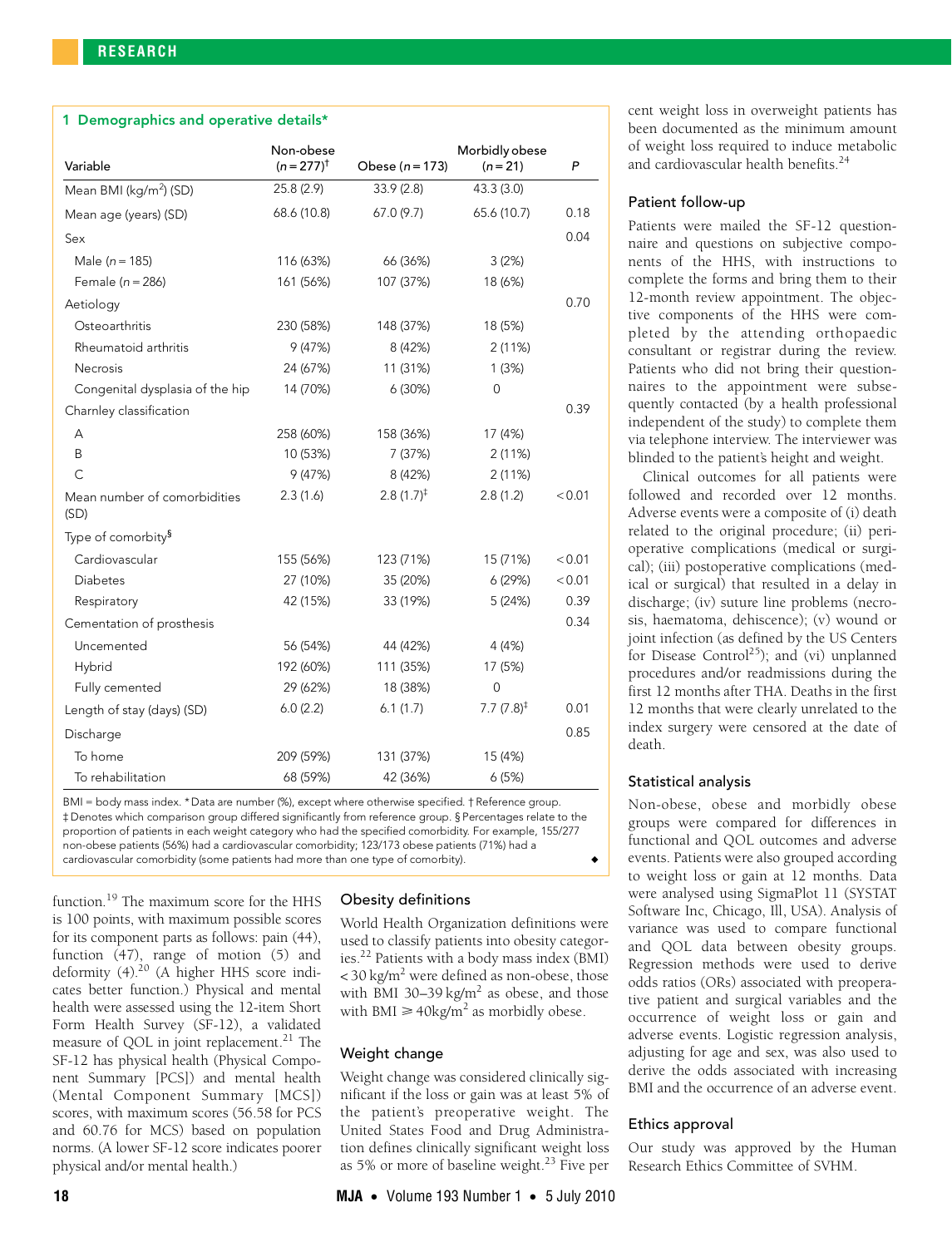## 1 Demographics and operative details*

| Variable | Non-obese ($n = 277$)† | Obese ($n = 173$) | Morbidly obese ($n = 21$) | $P$ |
|---|---|---|---|---|
| Mean BMI (kg/m$^2$) (SD) | 25.8 (2.9) | 33.9 (2.8) | 43.3 (3.0) | |
| Mean age (years) (SD) | 68.6 (10.8) | 67.0 (9.7) | 65.6 (10.7) | 0.18 |
| Sex | | | | 0.04 |
| Male ($n = 185$) | 116 (63%) | 66 (36%) | 3 (2%) | |
| Female ($n = 286$) | 161 (56%) | 107 (37%) | 18 (6%) | |
| Aetiology | | | | 0.70 |
| Osteoarthritis | 230 (58%) | 148 (37%) | 18 (5%) | |
| Rheumatoid arthritis | 9 (47%) | 8 (42%) | 2 (11%) | |
| Necrosis | 24 (67%) | 11 (31%) | 1 (3%) | |
| Congenital dysplasia of the hip | 14 (70%) | 6 (30%) | 0 | |
| Charnley classification | | | | 0.39 |
| A | 258 (60%) | 158 (36%) | 17 (4%) | |
| B | 10 (53%) | 7 (37%) | 2 (11%) | |
| C | 9 (47%) | 8 (42%) | 2 (11%) | |
| Mean number of comorbidities (SD) | 2.3 (1.6) | 2.8 (1.7)‡ | 2.8 (1.2) | < 0.01 |
| Type of comorbity§ | | | | |
| Cardiovascular | 155 (56%) | 123 (71%) | 15 (71%) | < 0.01 |
| Diabetes | 27 (10%) | 35 (20%) | 6 (29%) | < 0.01 |
| Respiratory | 42 (15%) | 33 (19%) | 5 (24%) | 0.39 |
| Cementation of prosthesis | | | | 0.34 |
| Uncemented | 56 (54%) | 44 (42%) | 4 (4%) | |
| Hybrid | 192 (60%) | 111 (35%) | 17 (5%) | |
| Fully cemented | 29 (62%) | 18 (38%) | 0 | |
| Length of stay (days) (SD) | 6.0 (2.2) | 6.1 (1.7) | 7.7 (7.8)‡ | 0.01 |
| Discharge | | | | 0.85 |
| To home | 209 (59%) | 131 (37%) | 15 (4%) | |
| To rehabilitation | 68 (59%) | 42 (36%) | 6 (5%) | |

BMI = body mass index. * Data are number (%), except where otherwise specified. † Reference group. ‡ Denotes which comparison group differed significantly from reference group. § Percentages relate to the proportion of patients in each weight category who had the specified comorbidity. For example, 155/277 non-obese patients (56%) had a cardiovascular comorbidity; 123/173 obese patients (71%) had a cardiovascular comorbidity (some patients had more than one type of comorbity).

function.[19] The maximum score for the HHS is 100 points, with maximum possible scores for its component parts as follows: pain (44), function (47), range of motion (5) and deformity (4).[20] (A higher HHS score indicates better function.) Physical and mental health were assessed using the 12-item Short Form Health Survey (SF-12), a validated measure of QOL in joint replacement.[21] The SF-12 has physical health (Physical Component Summary [PCS]) and mental health (Mental Component Summary [MCS]) scores, with maximum scores (56.58 for PCS and 60.76 for MCS) based on population norms. (A lower SF-12 score indicates poorer physical and/or mental health.)

### Obesity definitions

World Health Organization definitions were used to classify patients into obesity categories.[22] Patients with a body mass index (BMI) < 30 kg/m$^2$ were defined as non-obese, those with BMI 30–39 kg/m$^2$ as obese, and those with BMI ≥ 40kg/m$^2$ as morbidly obese.

### Weight change

Weight change was considered clinically significant if the loss or gain was at least 5% of the patient's preoperative weight. The United States Food and Drug Administration defines clinically significant weight loss as 5% or more of baseline weight.[23] Five per cent weight loss in overweight patients has been documented as the minimum amount of weight loss required to induce metabolic and cardiovascular health benefits.[24]

### Patient follow-up

Patients were mailed the SF-12 questionnaire and questions on subjective components of the HHS, with instructions to complete the forms and bring them to their 12-month review appointment. The objective components of the HHS were completed by the attending orthopaedic consultant or registrar during the review. Patients who did not bring their questionnaires to the appointment were subsequently contacted (by a health professional independent of the study) to complete them via telephone interview. The interviewer was blinded to the patient's height and weight.

Clinical outcomes for all patients were followed and recorded over 12 months. Adverse events were a composite of (i) death related to the original procedure; (ii) perioperative complications (medical or surgical); (iii) postoperative complications (medical or surgical) that resulted in a delay in discharge; (iv) suture line problems (necrosis, haematoma, dehiscence); (v) wound or joint infection (as defined by the US Centers for Disease Control[25]); and (vi) unplanned procedures and/or readmissions during the first 12 months after THA. Deaths in the first 12 months that were clearly unrelated to the index surgery were censored at the date of death.

### Statistical analysis

Non-obese, obese and morbidly obese groups were compared for differences in functional and QOL outcomes and adverse events. Patients were also grouped according to weight loss or gain at 12 months. Data were analysed using SigmaPlot 11 (SYSTAT Software Inc, Chicago, Ill, USA). Analysis of variance was used to compare functional and QOL data between obesity groups. Regression methods were used to derive odds ratios (ORs) associated with preoperative patient and surgical variables and the occurrence of weight loss or gain and adverse events. Logistic regression analysis, adjusting for age and sex, was also used to derive the odds associated with increasing BMI and the occurrence of an adverse event.

### Ethics approval

Our study was approved by the Human Research Ethics Committee of SVHM.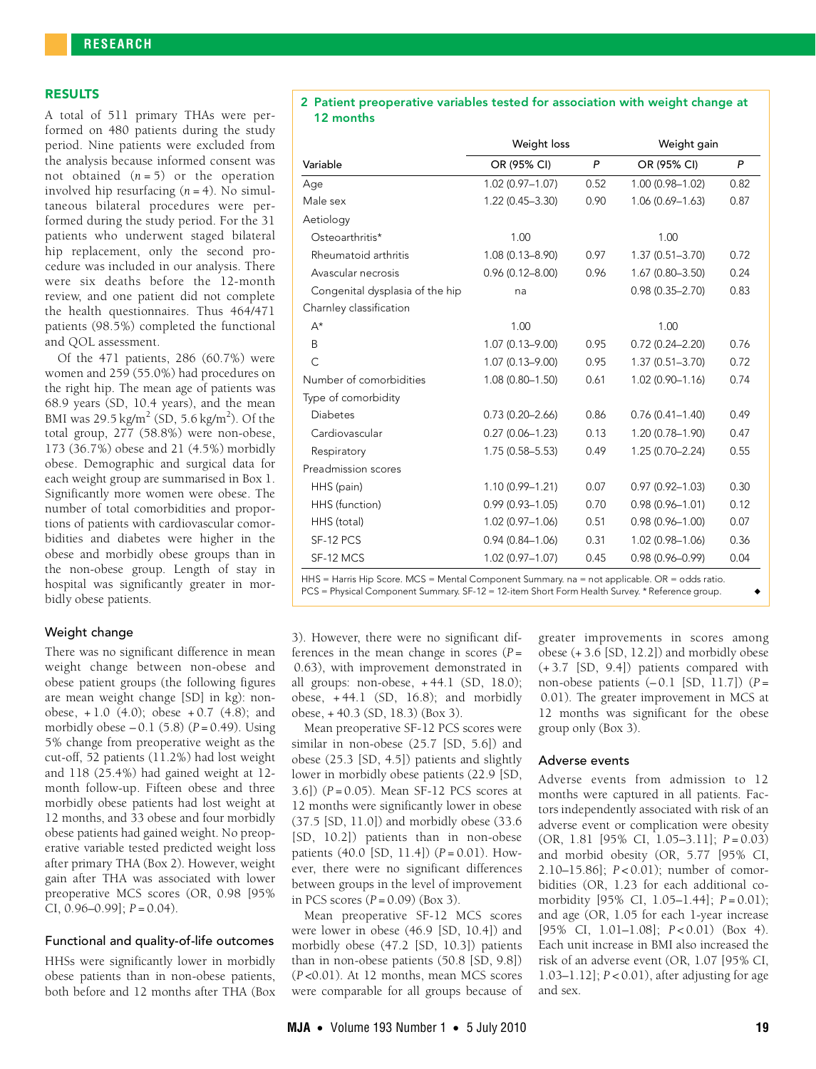## RESULTS

A total of 511 primary THAs were performed on 480 patients during the study period. Nine patients were excluded from the analysis because informed consent was not obtained ($n = 5$) or the operation involved hip resurfacing ($n = 4$). No simultaneous bilateral procedures were performed during the study period. For the 31 patients who underwent staged bilateral hip replacement, only the second procedure was included in our analysis. There were six deaths before the 12-month review, and one patient did not complete the health questionnaires. Thus 464/471 patients (98.5%) completed the functional and QOL assessment.

Of the 471 patients, 286 (60.7%) were women and 259 (55.0%) had procedures on the right hip. The mean age of patients was 68.9 years (SD, 10.4 years), and the mean BMI was 29.5 kg/m$^2$ (SD, 5.6 kg/m$^2$). Of the total group, 277 (58.8%) were non-obese, 173 (36.7%) obese and 21 (4.5%) morbidly obese. Demographic and surgical data for each weight group are summarised in Box 1. Significantly more women were obese. The number of total comorbidities and proportions of patients with cardiovascular comorbidities and diabetes were higher in the obese and morbidly obese groups than in the non-obese group. Length of stay in hospital was significantly greater in morbidly obese patients.

**2 Patient preoperative variables tested for association with weight change at 12 months**

| | Weight loss | | Weight gain | |
|---|---|---|---|---|
| Variable | OR (95% CI) | P | OR (95% CI) | P |
| Age | 1.02 (0.97–1.07) | 0.52 | 1.00 (0.98–1.02) | 0.82 |
| Male sex | 1.22 (0.45–3.30) | 0.90 | 1.06 (0.69–1.63) | 0.87 |
| Aetiology | | | | |
| Osteoarthritis* | 1.00 | | 1.00 | |
| Rheumatoid arthritis | 1.08 (0.13–8.90) | 0.97 | 1.37 (0.51–3.70) | 0.72 |
| Avascular necrosis | 0.96 (0.12–8.00) | 0.96 | 1.67 (0.80–3.50) | 0.24 |
| Congenital dysplasia of the hip | na | | 0.98 (0.35–2.70) | 0.83 |
| Charnley classification | | | | |
| A* | 1.00 | | 1.00 | |
| B | 1.07 (0.13–9.00) | 0.95 | 0.72 (0.24–2.20) | 0.76 |
| C | 1.07 (0.13–9.00) | 0.95 | 1.37 (0.51–3.70) | 0.72 |
| Number of comorbidities | 1.08 (0.80–1.50) | 0.61 | 1.02 (0.90–1.16) | 0.74 |
| Type of comorbidity | | | | |
| Diabetes | 0.73 (0.20–2.66) | 0.86 | 0.76 (0.41–1.40) | 0.49 |
| Cardiovascular | 0.27 (0.06–1.23) | 0.13 | 1.20 (0.78–1.90) | 0.47 |
| Respiratory | 1.75 (0.58–5.53) | 0.49 | 1.25 (0.70–2.24) | 0.55 |
| Preadmission scores | | | | |
| HHS (pain) | 1.10 (0.99–1.21) | 0.07 | 0.97 (0.92–1.03) | 0.30 |
| HHS (function) | 0.99 (0.93–1.05) | 0.70 | 0.98 (0.96–1.01) | 0.12 |
| HHS (total) | 1.02 (0.97–1.06) | 0.51 | 0.98 (0.96–1.00) | 0.07 |
| SF-12 PCS | 0.94 (0.84–1.06) | 0.31 | 1.02 (0.98–1.06) | 0.36 |
| SF-12 MCS | 1.02 (0.97–1.07) | 0.45 | 0.98 (0.96–0.99) | 0.04 |

HHS = Harris Hip Score. MCS = Mental Component Summary. na = not applicable. OR = odds ratio. PCS = Physical Component Summary. SF-12 = 12-item Short Form Health Survey. * Reference group. ◆

### Weight change

There was no significant difference in mean weight change between non-obese and obese patient groups (the following figures are mean weight change [SD] in kg): non-obese, + 1.0 (4.0); obese + 0.7 (4.8); and morbidly obese – 0.1 (5.8) ($P = 0.49$). Using 5% change from preoperative weight as the cut-off, 52 patients (11.2%) had lost weight and 118 (25.4%) had gained weight at 12-month follow-up. Fifteen obese and three morbidly obese patients had lost weight at 12 months, and 33 obese and four morbidly obese patients had gained weight. No preoperative variable tested predicted weight loss after primary THA (Box 2). However, weight gain after THA was associated with lower preoperative MCS scores (OR, 0.98 [95% CI, 0.96–0.99]; $P = 0.04$).

### Functional and quality-of-life outcomes

HHSs were significantly lower in morbidly obese patients than in non-obese patients, both before and 12 months after THA (Box 3). However, there were no significant differences in the mean change in scores ($P = 0.63$), with improvement demonstrated in all groups: non-obese, + 44.1 (SD, 18.0); obese, + 44.1 (SD, 16.8); and morbidly obese, + 40.3 (SD, 18.3) (Box 3).

Mean preoperative SF-12 PCS scores were similar in non-obese (25.7 [SD, 5.6]) and obese (25.3 [SD, 4.5]) patients and slightly lower in morbidly obese patients (22.9 [SD, 3.6]) ($P = 0.05$). Mean SF-12 PCS scores at 12 months were significantly lower in obese (37.5 [SD, 11.0]) and morbidly obese (33.6 [SD, 10.2]) patients than in non-obese patients (40.0 [SD, 11.4]) ($P = 0.01$). However, there were no significant differences between groups in the level of improvement in PCS scores ($P = 0.09$) (Box 3).

Mean preoperative SF-12 MCS scores were lower in obese (46.9 [SD, 10.4]) and morbidly obese (47.2 [SD, 10.3]) patients than in non-obese patients (50.8 [SD, 9.8]) ($P < 0.01$). At 12 months, mean MCS scores were comparable for all groups because of greater improvements in scores among obese (+ 3.6 [SD, 12.2]) and morbidly obese (+ 3.7 [SD, 9.4]) patients compared with non-obese patients (– 0.1 [SD, 11.7]) ($P = 0.01$). The greater improvement in MCS at 12 months was significant for the obese group only (Box 3).

### Adverse events

Adverse events from admission to 12 months were captured in all patients. Factors independently associated with risk of an adverse event or complication were obesity (OR, 1.81 [95% CI, 1.05–3.11]; $P = 0.03$) and morbid obesity (OR, 5.77 [95% CI, 2.10–15.86]; $P < 0.01$); number of comorbidities (OR, 1.23 for each additional comorbidity [95% CI, 1.05–1.44]; $P = 0.01$); and age (OR, 1.05 for each 1-year increase [95% CI, 1.01–1.08]; $P < 0.01$) (Box 4). Each unit increase in BMI also increased the risk of an adverse event (OR, 1.07 [95% CI, 1.03–1.12]; $P < 0.01$), after adjusting for age and sex.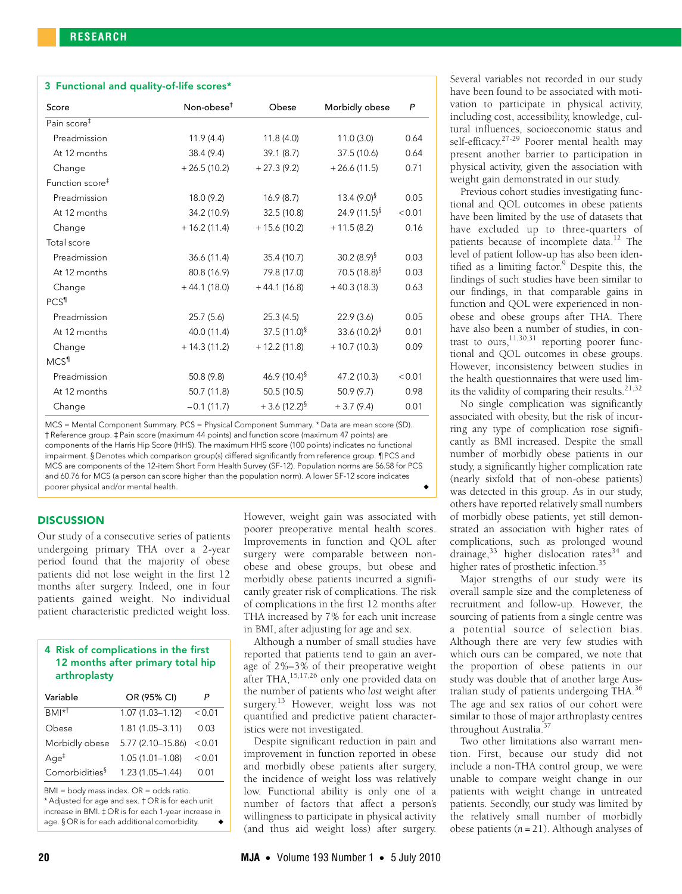**3 Functional and quality-of-life scores***

| Score | Non-obese[†] | Obese | Morbidly obese | P |
|---|---|---|---|---|
| Pain score[‡] | | | | |
| Preadmission | 11.9 (4.4) | 11.8 (4.0) | 11.0 (3.0) | 0.64 |
| At 12 months | 38.4 (9.4) | 39.1 (8.7) | 37.5 (10.6) | 0.64 |
| Change | + 26.5 (10.2) | + 27.3 (9.2) | + 26.6 (11.5) | 0.71 |
| Function score[‡] | | | | |
| Preadmission | 18.0 (9.2) | 16.9 (8.7) | 13.4 (9.0)[§] | 0.05 |
| At 12 months | 34.2 (10.9) | 32.5 (10.8) | 24.9 (11.5)[§] | < 0.01 |
| Change | + 16.2 (11.4) | + 15.6 (10.2) | + 11.5 (8.2) | 0.16 |
| Total score | | | | |
| Preadmission | 36.6 (11.4) | 35.4 (10.7) | 30.2 (8.9)[§] | 0.03 |
| At 12 months | 80.8 (16.9) | 79.8 (17.0) | 70.5 (18.8)[§] | 0.03 |
| Change | + 44.1 (18.0) | + 44.1 (16.8) | + 40.3 (18.3) | 0.63 |
| PCS[¶] | | | | |
| Preadmission | 25.7 (5.6) | 25.3 (4.5) | 22.9 (3.6) | 0.05 |
| At 12 months | 40.0 (11.4) | 37.5 (11.0)[§] | 33.6 (10.2)[§] | 0.01 |
| Change | + 14.3 (11.2) | + 12.2 (11.8) | + 10.7 (10.3) | 0.09 |
| MCS[¶] | | | | |
| Preadmission | 50.8 (9.8) | 46.9 (10.4)[§] | 47.2 (10.3) | < 0.01 |
| At 12 months | 50.7 (11.8) | 50.5 (10.5) | 50.9 (9.7) | 0.98 |
| Change | −0.1 (11.7) | + 3.6 (12.2)[§] | + 3.7 (9.4) | 0.01 |

MCS = Mental Component Summary. PCS = Physical Component Summary. * Data are mean score (SD). † Reference group. ‡ Pain score (maximum 44 points) and function score (maximum 47 points) are components of the Harris Hip Score (HHS). The maximum HHS score (100 points) indicates no functional impairment. § Denotes which comparison group(s) differed significantly from reference group. ¶ PCS and MCS are components of the 12-item Short Form Health Survey (SF-12). Population norms are 56.58 for PCS and 60.76 for MCS (a person can score higher than the population norm). A lower SF-12 score indicates poorer physical and/or mental health.

## DISCUSSION

Our study of a consecutive series of patients undergoing primary THA over a 2-year period found that the majority of obese patients did not lose weight in the first 12 months after surgery. Indeed, one in four patients gained weight. No individual patient characteristic predicted weight loss.

**4 Risk of complications in the first 12 months after primary total hip arthroplasty**

| Variable | OR (95% CI) | P |
|---|---|---|
| BMI*[†] | 1.07 (1.03–1.12) | < 0.01 |
| Obese | 1.81 (1.05–3.11) | 0.03 |
| Morbidly obese | 5.77 (2.10–15.86) | < 0.01 |
| Age[‡] | 1.05 (1.01–1.08) | < 0.01 |
| Comorbidities[§] | 1.23 (1.05–1.44) | 0.01 |

BMI = body mass index. OR = odds ratio. * Adjusted for age and sex. † OR is for each unit increase in BMI. ‡ OR is for each 1-year increase in age. § OR is for each additional comorbidity.

However, weight gain was associated with poorer preoperative mental health scores. Improvements in function and QOL after surgery were comparable between non-obese and obese groups, but obese and morbidly obese patients incurred a significantly greater risk of complications. The risk of complications in the first 12 months after THA increased by 7% for each unit increase in BMI, after adjusting for age and sex.

Although a number of small studies have reported that patients tend to gain an average of 2%–3% of their preoperative weight after THA,[15,17,26] only one provided data on the number of patients who *lost* weight after surgery.[13] However, weight loss was not quantified and predictive patient characteristics were not investigated.

Despite significant reduction in pain and improvement in function reported in obese and morbidly obese patients after surgery, the incidence of weight loss was relatively low. Functional ability is only one of a number of factors that affect a person's willingness to participate in physical activity (and thus aid weight loss) after surgery. Several variables not recorded in our study have been found to be associated with motivation to participate in physical activity, including cost, accessibility, knowledge, cultural influences, socioeconomic status and self-efficacy.[27-29] Poorer mental health may present another barrier to participation in physical activity, given the association with weight gain demonstrated in our study.

Previous cohort studies investigating functional and QOL outcomes in obese patients have been limited by the use of datasets that have excluded up to three-quarters of patients because of incomplete data.[12] The level of patient follow-up has also been identified as a limiting factor.[9] Despite this, the findings of such studies have been similar to our findings, in that comparable gains in function and QOL were experienced in non-obese and obese groups after THA. There have also been a number of studies, in contrast to ours,[11,30,31] reporting poorer functional and QOL outcomes in obese groups. However, inconsistency between studies in the health questionnaires that were used limits the validity of comparing their results.[21,32]

No single complication was significantly associated with obesity, but the risk of incurring any type of complication rose significantly as BMI increased. Despite the small number of morbidly obese patients in our study, a significantly higher complication rate (nearly sixfold that of non-obese patients) was detected in this group. As in our study, others have reported relatively small numbers of morbidly obese patients, yet still demonstrated an association with higher rates of complications, such as prolonged wound drainage,[33] higher dislocation rates[34] and higher rates of prosthetic infection.[35]

Major strengths of our study were its overall sample size and the completeness of recruitment and follow-up. However, the sourcing of patients from a single centre was a potential source of selection bias. Although there are very few studies with which our results can be compared, we note that the proportion of obese patients in our study was double that of another large Australian study of patients undergoing THA.[36] The age and sex ratios of our cohort were similar to those of major arthroplasty centres throughout Australia.[37]

Two other limitations also warrant mention. First, because our study did not include a non-THA control group, we were unable to compare weight change in our patients with weight change in untreated patients. Secondly, our study was limited by the relatively small number of morbidly obese patients ($n = 21$). Although analyses of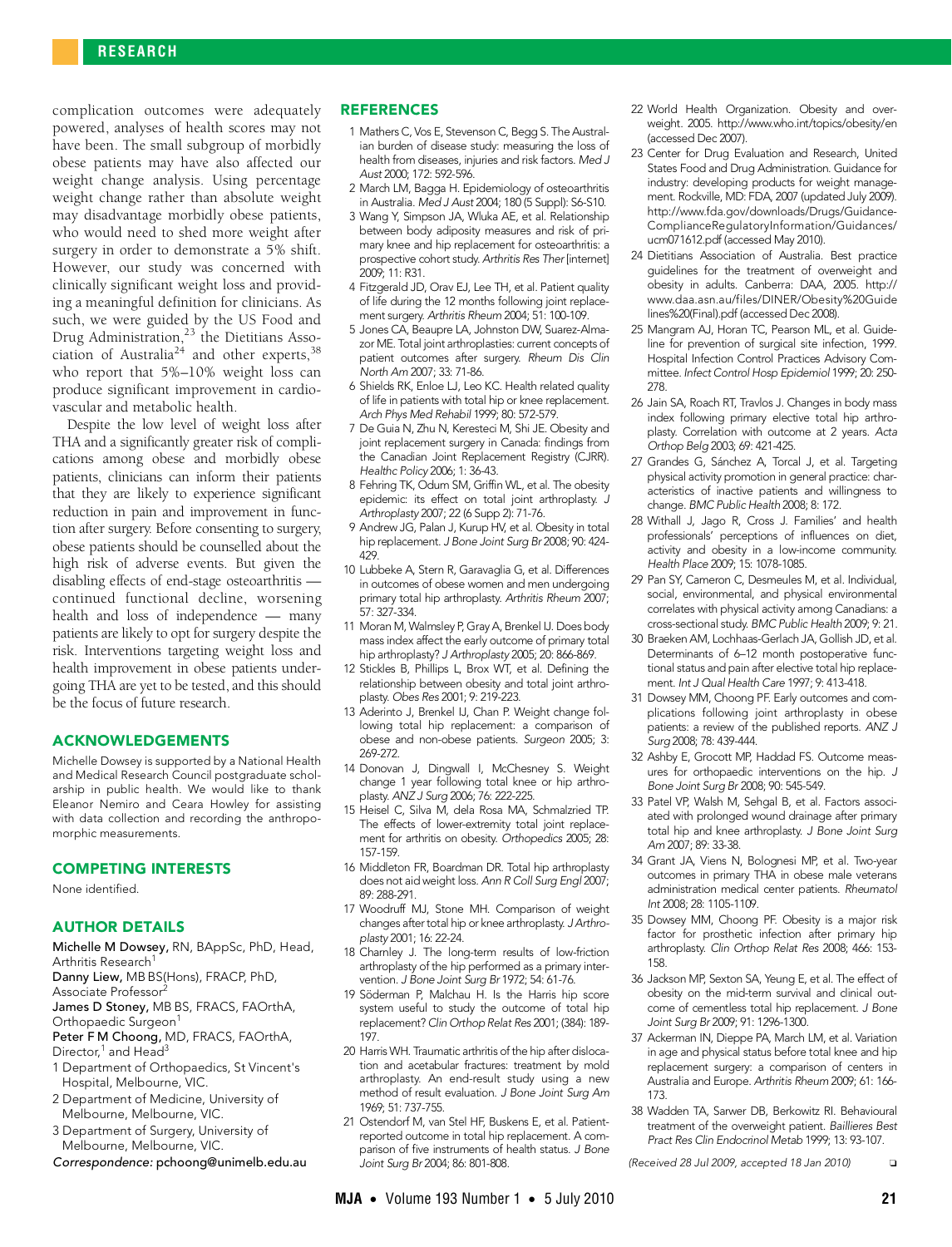complication outcomes were adequately powered, analyses of health scores may not have been. The small subgroup of morbidly obese patients may have also affected our weight change analysis. Using percentage weight change rather than absolute weight may disadvantage morbidly obese patients, who would need to shed more weight after surgery in order to demonstrate a 5% shift. However, our study was concerned with clinically significant weight loss and providing a meaningful definition for clinicians. As such, we were guided by the US Food and Drug Administration,[23] the Dietitians Association of Australia[24] and other experts,[38] who report that 5%–10% weight loss can produce significant improvement in cardiovascular and metabolic health.

Despite the low level of weight loss after THA and a significantly greater risk of complications among obese and morbidly obese patients, clinicians can inform their patients that they are likely to experience significant reduction in pain and improvement in function after surgery. Before consenting to surgery, obese patients should be counselled about the high risk of adverse events. But given the disabling effects of end-stage osteoarthritis — continued functional decline, worsening health and loss of independence — many patients are likely to opt for surgery despite the risk. Interventions targeting weight loss and health improvement in obese patients undergoing THA are yet to be tested, and this should be the focus of future research.

## ACKNOWLEDGEMENTS

Michelle Dowsey is supported by a National Health and Medical Research Council postgraduate scholarship in public health. We would like to thank Eleanor Nemiro and Ceara Howley for assisting with data collection and recording the anthropomorphic measurements.

## COMPETING INTERESTS

None identified.

## AUTHOR DETAILS

**Michelle M Dowsey,** RN, BAppSc, PhD, Head, Arthritis Research[1]
**Danny Liew,** MB BS(Hons), FRACP, PhD, Associate Professor[2]
**James D Stoney,** MB BS, FRACS, FAOrthA, Orthopaedic Surgeon[1]
**Peter F M Choong,** MD, FRACS, FAOrthA, Director,[1] and Head[3]

1 Department of Orthopaedics, St Vincent's Hospital, Melbourne, VIC.
2 Department of Medicine, University of Melbourne, Melbourne, VIC.
3 Department of Surgery, University of Melbourne, Melbourne, VIC.

*Correspondence:* pchoong@unimelb.edu.au

## REFERENCES

1 Mathers C, Vos E, Stevenson C, Begg S. The Australian burden of disease study: measuring the loss of health from diseases, injuries and risk factors. *Med J Aust* 2000; 172: 592-596.
2 March LM, Bagga H. Epidemiology of osteoarthritis in Australia. *Med J Aust* 2004; 180 (5 Suppl): S6-S10.
3 Wang Y, Simpson JA, Wluka AE, et al. Relationship between body adiposity measures and risk of primary knee and hip replacement for osteoarthritis: a prospective cohort study. *Arthritis Res Ther* [internet] 2009; 11: R31.
4 Fitzgerald JD, Orav EJ, Lee TH, et al. Patient quality of life during the 12 months following joint replacement surgery. *Arthritis Rheum* 2004; 51: 100-109.
5 Jones CA, Beaupre LA, Johnston DW, Suarez-Almazor ME. Total joint arthroplasties: current concepts of patient outcomes after surgery. *Rheum Dis Clin North Am* 2007; 33: 71-86.
6 Shields RK, Enloe LJ, Leo KC. Health related quality of life in patients with total hip or knee replacement. *Arch Phys Med Rehabil* 1999; 80: 572-579.
7 De Guia N, Zhu N, Keresteci M, Shi JE. Obesity and joint replacement surgery in Canada: findings from the Canadian Joint Replacement Registry (CJRR). *Healthc Policy* 2006; 1: 36-43.
8 Fehring TK, Odum SM, Griffin WL, et al. The obesity epidemic: its effect on total joint arthroplasty. *J Arthroplasty* 2007; 22 (6 Supp 2): 71-76.
9 Andrew JG, Palan J, Kurup HV, et al. Obesity in total hip replacement. *J Bone Joint Surg Br* 2008; 90: 424-429.
10 Lubbeke A, Stern R, Garavaglia G, et al. Differences in outcomes of obese women and men undergoing primary total hip arthroplasty. *Arthritis Rheum* 2007; 57: 327-334.
11 Moran M, Walmsley P, Gray A, Brenkel IJ. Does body mass index affect the early outcome of primary total hip arthroplasty? *J Arthroplasty* 2005; 20: 866-869.
12 Stickles B, Phillips L, Brox WT, et al. Defining the relationship between obesity and total joint arthroplasty. *Obes Res* 2001; 9: 219-223.
13 Aderinto J, Brenkel IJ, Chan P. Weight change following total hip replacement: a comparison of obese and non-obese patients. *Surgeon* 2005; 3: 269-272.
14 Donovan J, Dingwall I, McChesney S. Weight change 1 year following total knee or hip arthroplasty. *ANZ J Surg* 2006; 76: 222-225.
15 Heisel C, Silva M, dela Rosa MA, Schmalzried TP. The effects of lower-extremity total joint replacement for arthritis on obesity. *Orthopedics* 2005; 28: 157-159.
16 Middleton FR, Boardman DR. Total hip arthroplasty does not aid weight loss. *Ann R Coll Surg Engl* 2007; 89: 288-291.
17 Woodruff MJ, Stone MH. Comparison of weight changes after total hip or knee arthroplasty. *J Arthroplasty* 2001; 16: 22-24.
18 Charnley J. The long-term results of low-friction arthroplasty of the hip performed as a primary intervention. *J Bone Joint Surg Br* 1972; 54: 61-76.
19 Söderman P, Malchau H. Is the Harris hip score system useful to study the outcome of total hip replacement? *Clin Orthop Relat Res* 2001; (384): 189-197.
20 Harris WH. Traumatic arthritis of the hip after dislocation and acetabular fractures: treatment by mold arthroplasty. An end-result study using a new method of result evaluation. *J Bone Joint Surg Am* 1969; 51: 737-755.
21 Ostendorf M, van Stel HF, Buskens E, et al. Patient-reported outcome in total hip replacement. A comparison of five instruments of health status. *J Bone Joint Surg Br* 2004; 86: 801-808.
22 World Health Organization. Obesity and overweight. 2005. http://www.who.int/topics/obesity/en (accessed Dec 2007).
23 Center for Drug Evaluation and Research, United States Food and Drug Administration. Guidance for industry: developing products for weight management. Rockville, MD: FDA, 2007 (updated July 2009). http://www.fda.gov/downloads/Drugs/GuidanceComplianceRegulatoryInformation/Guidances/ucm071612.pdf (accessed May 2010).
24 Dietitians Association of Australia. Best practice guidelines for the treatment of overweight and obesity in adults. Canberra: DAA, 2005. http://www.daa.asn.au/files/DINER/Obesity%20Guidelines%20(Final).pdf (accessed Dec 2008).
25 Mangram AJ, Horan TC, Pearson ML, et al. Guideline for prevention of surgical site infection, 1999. Hospital Infection Control Practices Advisory Committee. *Infect Control Hosp Epidemiol* 1999; 20: 250-278.
26 Jain SA, Roach RT, Travlos J. Changes in body mass index following primary elective total hip arthroplasty. Correlation with outcome at 2 years. *Acta Orthop Belg* 2003; 69: 421-425.
27 Grandes G, Sánchez A, Torcal J, et al. Targeting physical activity promotion in general practice: characteristics of inactive patients and willingness to change. *BMC Public Health* 2008; 8: 172.
28 Withall J, Jago R, Cross J. Families' and health professionals' perceptions of influences on diet, activity and obesity in a low-income community. *Health Place* 2009; 15: 1078-1085.
29 Pan SY, Cameron C, Desmeules M, et al. Individual, social, environmental, and physical environmental correlates with physical activity among Canadians: a cross-sectional study. *BMC Public Health* 2009; 9: 21.
30 Braeken AM, Lochhaas-Gerlach JA, Gollish JD, et al. Determinants of 6–12 month postoperative functional status and pain after elective total hip replacement. *Int J Qual Health Care* 1997; 9: 413-418.
31 Dowsey MM, Choong PF. Early outcomes and complications following joint arthroplasty in obese patients: a review of the published reports. *ANZ J Surg* 2008; 78: 439-444.
32 Ashby E, Grocott MP, Haddad FS. Outcome measures for orthopaedic interventions on the hip. *J Bone Joint Surg Br* 2008; 90: 545-549.
33 Patel VP, Walsh M, Sehgal B, et al. Factors associated with prolonged wound drainage after primary total hip and knee arthroplasty. *J Bone Joint Surg Am* 2007; 89: 33-38.
34 Grant JA, Viens N, Bolognesi MP, et al. Two-year outcomes in primary THA in obese male veterans administration medical center patients. *Rheumatol Int* 2008; 28: 1105-1109.
35 Dowsey MM, Choong PF. Obesity is a major risk factor for prosthetic infection after primary hip arthroplasty. *Clin Orthop Relat Res* 2008; 466: 153-158.
36 Jackson MP, Sexton SA, Yeung E, et al. The effect of obesity on the mid-term survival and clinical outcome of cementless total hip replacement. *J Bone Joint Surg Br* 2009; 91: 1296-1300.
37 Ackerman IN, Dieppe PA, March LM, et al. Variation in age and physical status before total knee and hip replacement surgery: a comparison of centers in Australia and Europe. *Arthritis Rheum* 2009; 61: 166-173.
38 Wadden TA, Sarwer DB, Berkowitz RI. Behavioural treatment of the overweight patient. *Baillieres Best Pract Res Clin Endocrinol Metab* 1999; 13: 93-107.

*(Received 28 Jul 2009, accepted 18 Jan 2010)*